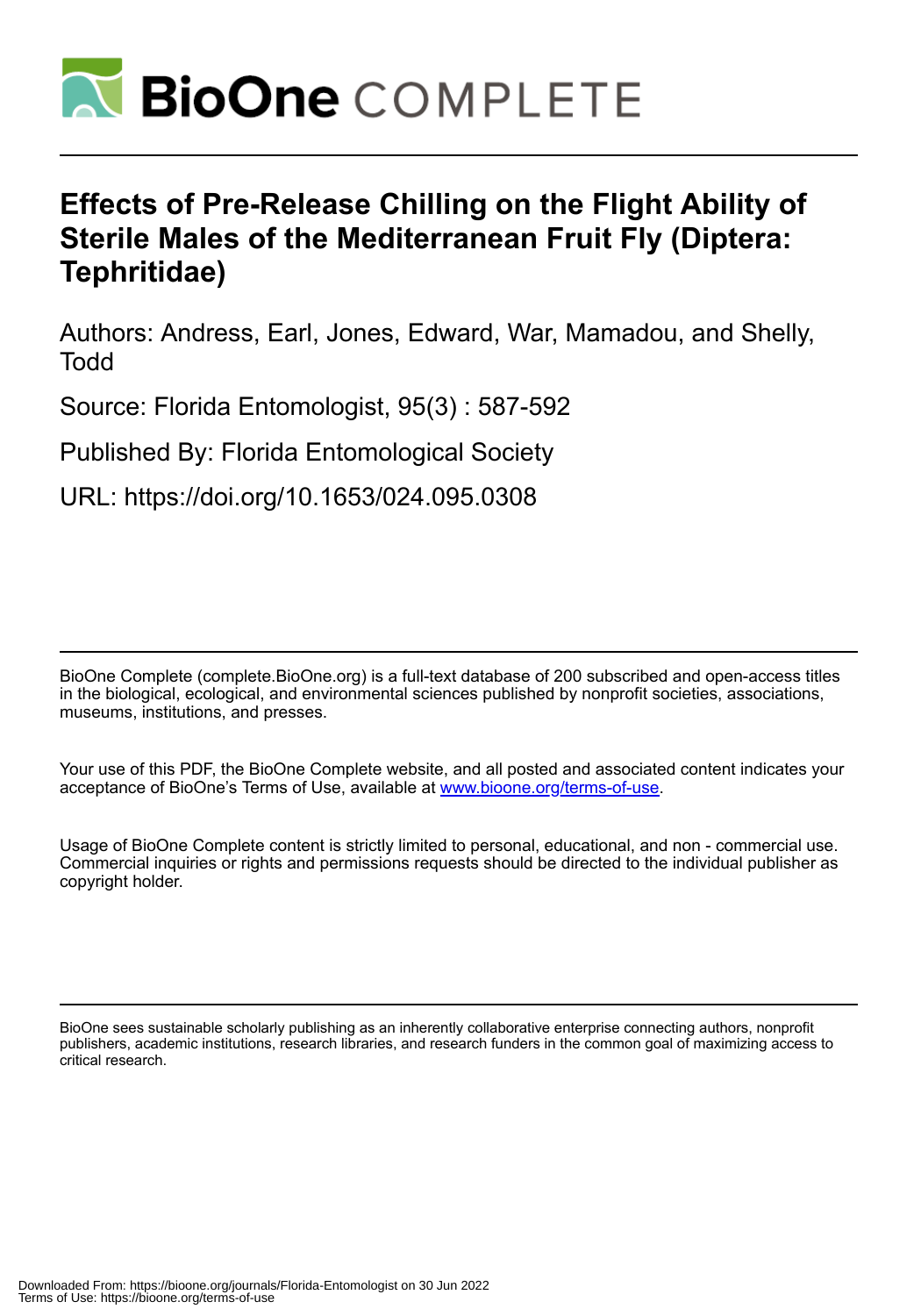# Effects of Pre-Release Chilling on the Flight Ability of Sterile Males of the Mediterranean Fruit Fly (Diptera: Tephritidae)

Authors: Andress, Earl, Jones, Edward, War, Mamadou, and Shelly, Todd

Source: Florida Entomologist, 95(3) : 587-592

Published By: Florida Entomological Society

URL: https://doi.org/10.1653/024.095.0308

---

BioOne Complete (complete.BioOne.org) is a full-text database of 200 subscribed and open-access titles in the biological, ecological, and environmental sciences published by nonprofit societies, associations, museums, institutions, and presses.

Your use of this PDF, the BioOne Complete website, and all posted and associated content indicates your acceptance of BioOne's Terms of Use, available at www.bioone.org/terms-of-use.

Usage of BioOne Complete content is strictly limited to personal, educational, and non - commercial use. Commercial inquiries or rights and permissions requests should be directed to the individual publisher as copyright holder.

---

BioOne sees sustainable scholarly publishing as an inherently collaborative enterprise connecting authors, nonprofit publishers, academic institutions, research libraries, and research funders in the common goal of maximizing access to critical research.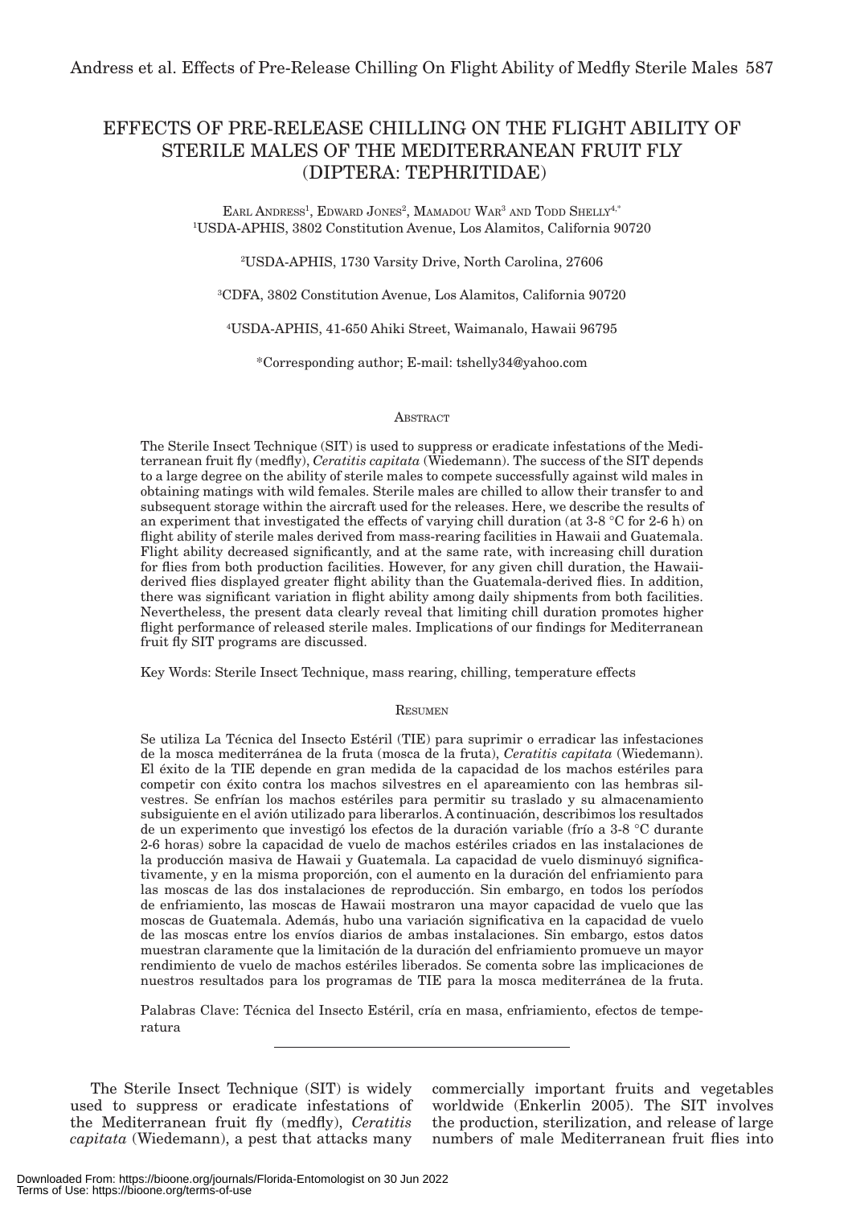# EFFECTS OF PRE-RELEASE CHILLING ON THE FLIGHT ABILITY OF STERILE MALES OF THE MEDITERRANEAN FRUIT FLY (DIPTERA: TEPHRITIDAE)

Earl Andress[1], Edward Jones[2], Mamadou War[3] and Todd Shelly[4,*]
[1]USDA-APHIS, 3802 Constitution Avenue, Los Alamitos, California 90720

[2]USDA-APHIS, 1730 Varsity Drive, North Carolina, 27606

[3]CDFA, 3802 Constitution Avenue, Los Alamitos, California 90720

[4]USDA-APHIS, 41-650 Ahiki Street, Waimanalo, Hawaii 96795

*Corresponding author; E-mail: tshelly34@yahoo.com

## Abstract

The Sterile Insect Technique (SIT) is used to suppress or eradicate infestations of the Mediterranean fruit fly (medfly), *Ceratitis capitata* (Wiedemann). The success of the SIT depends to a large degree on the ability of sterile males to compete successfully against wild males in obtaining matings with wild females. Sterile males are chilled to allow their transfer to and subsequent storage within the aircraft used for the releases. Here, we describe the results of an experiment that investigated the effects of varying chill duration (at 3-8 °C for 2-6 h) on flight ability of sterile males derived from mass-rearing facilities in Hawaii and Guatemala. Flight ability decreased significantly, and at the same rate, with increasing chill duration for flies from both production facilities. However, for any given chill duration, the Hawaii-derived flies displayed greater flight ability than the Guatemala-derived flies. In addition, there was significant variation in flight ability among daily shipments from both facilities. Nevertheless, the present data clearly reveal that limiting chill duration promotes higher flight performance of released sterile males. Implications of our findings for Mediterranean fruit fly SIT programs are discussed.

Key Words: Sterile Insect Technique, mass rearing, chilling, temperature effects

## Resumen

Se utiliza La Técnica del Insecto Estéril (TIE) para suprimir o erradicar las infestaciones de la mosca mediterránea de la fruta (mosca de la fruta), *Ceratitis capitata* (Wiedemann). El éxito de la TIE depende en gran medida de la capacidad de los machos estériles para competir con éxito contra los machos silvestres en el apareamiento con las hembras silvestres. Se enfrían los machos estériles para permitir su traslado y su almacenamiento subsiguiente en el avión utilizado para liberarlos. A continuación, describimos los resultados de un experimento que investigó los efectos de la duración variable (frío a 3-8 °C durante 2-6 horas) sobre la capacidad de vuelo de machos estériles criados en las instalaciones de la producción masiva de Hawaii y Guatemala. La capacidad de vuelo disminuyó significativamente, y en la misma proporción, con el aumento en la duración del enfriamiento para las moscas de las dos instalaciones de reproducción. Sin embargo, en todos los períodos de enfriamiento, las moscas de Hawaii mostraron una mayor capacidad de vuelo que las moscas de Guatemala. Además, hubo una variación significativa en la capacidad de vuelo de las moscas entre los envíos diarios de ambas instalaciones. Sin embargo, estos datos muestran claramente que la limitación de la duración del enfriamiento promueve un mayor rendimiento de vuelo de machos estériles liberados. Se comenta sobre las implicaciones de nuestros resultados para los programas de TIE para la mosca mediterránea de la fruta.

Palabras Clave: Técnica del Insecto Estéril, cría en masa, enfriamiento, efectos de temperatura

---

The Sterile Insect Technique (SIT) is widely used to suppress or eradicate infestations of the Mediterranean fruit fly (medfly), *Ceratitis capitata* (Wiedemann), a pest that attacks many commercially important fruits and vegetables worldwide (Enkerlin 2005). The SIT involves the production, sterilization, and release of large numbers of male Mediterranean fruit flies into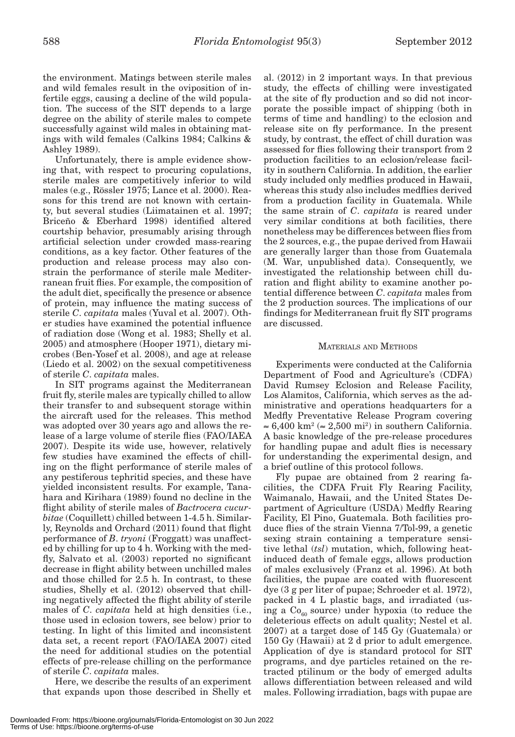the environment. Matings between sterile males and wild females result in the oviposition of infertile eggs, causing a decline of the wild population. The success of the SIT depends to a large degree on the ability of sterile males to compete successfully against wild males in obtaining matings with wild females (Calkins 1984; Calkins & Ashley 1989).

Unfortunately, there is ample evidence showing that, with respect to procuring copulations, sterile males are competitively inferior to wild males (e.g., Rössler 1975; Lance et al. 2000). Reasons for this trend are not known with certainty, but several studies (Liimatainen et al. 1997; Briceño & Eberhard 1998) identified altered courtship behavior, presumably arising through artificial selection under crowded mass-rearing conditions, as a key factor. Other features of the production and release process may also constrain the performance of sterile male Mediterranean fruit flies. For example, the composition of the adult diet, specifically the presence or absence of protein, may influence the mating success of sterile *C. capitata* males (Yuval et al. 2007). Other studies have examined the potential influence of radiation dose (Wong et al. 1983; Shelly et al. 2005) and atmosphere (Hooper 1971), dietary microbes (Ben-Yosef et al. 2008), and age at release (Liedo et al. 2002) on the sexual competitiveness of sterile *C. capitata* males.

In SIT programs against the Mediterranean fruit fly, sterile males are typically chilled to allow their transfer to and subsequent storage within the aircraft used for the releases. This method was adopted over 30 years ago and allows the release of a large volume of sterile flies (FAO/IAEA 2007). Despite its wide use, however, relatively few studies have examined the effects of chilling on the flight performance of sterile males of any pestiferous tephritid species, and these have yielded inconsistent results. For example, Tanahara and Kirihara (1989) found no decline in the flight ability of sterile males of *Bactrocera cucurbitae* (Coquillett) chilled between 1-4.5 h. Similarly, Reynolds and Orchard (2011) found that flight performance of *B. tryoni* (Froggatt) was unaffected by chilling for up to 4 h. Working with the medfly, Salvato et al. (2003) reported no significant decrease in flight ability between unchilled males and those chilled for 2.5 h. In contrast, to these studies, Shelly et al. (2012) observed that chilling negatively affected the flight ability of sterile males of *C. capitata* held at high densities (i.e., those used in eclosion towers, see below) prior to testing. In light of this limited and inconsistent data set, a recent report (FAO/IAEA 2007) cited the need for additional studies on the potential effects of pre-release chilling on the performance of sterile *C. capitata* males.

Here, we describe the results of an experiment that expands upon those described in Shelly et al. (2012) in 2 important ways. In that previous study, the effects of chilling were investigated at the site of fly production and so did not incorporate the possible impact of shipping (both in terms of time and handling) to the eclosion and release site on fly performance. In the present study, by contrast, the effect of chill duration was assessed for flies following their transport from 2 production facilities to an eclosion/release facility in southern California. In addition, the earlier study included only medflies produced in Hawaii, whereas this study also includes medflies derived from a production facility in Guatemala. While the same strain of *C. capitata* is reared under very similar conditions at both facilities, there nonetheless may be differences between flies from the 2 sources, e.g., the pupae derived from Hawaii are generally larger than those from Guatemala (M. War, unpublished data). Consequently, we investigated the relationship between chill duration and flight ability to examine another potential difference between *C. capitata* males from the 2 production sources. The implications of our findings for Mediterranean fruit fly SIT programs are discussed.

## Materials and Methods

Experiments were conducted at the California Department of Food and Agriculture's (CDFA) David Rumsey Eclosion and Release Facility, Los Alamitos, California, which serves as the administrative and operations headquarters for a Medfly Preventative Release Program covering ≈ 6,400 km$^2$ (≈ 2,500 mi$^2$) in southern California. A basic knowledge of the pre-release procedures for handling pupae and adult flies is necessary for understanding the experimental design, and a brief outline of this protocol follows.

Fly pupae are obtained from 2 rearing facilities, the CDFA Fruit Fly Rearing Facility, Waimanalo, Hawaii, and the United States Department of Agriculture (USDA) Medfly Rearing Facility, El Pino, Guatemala. Both facilities produce flies of the strain Vienna 7/Tol-99, a genetic sexing strain containing a temperature sensitive lethal (*tsl*) mutation, which, following heat-induced death of female eggs, allows production of males exclusively (Franz et al. 1996). At both facilities, the pupae are coated with fluorescent dye (3 g per liter of pupae; Schroeder et al. 1972), packed in 4 L plastic bags, and irradiated (using a $Co_{60}$ source) under hypoxia (to reduce the deleterious effects on adult quality; Nestel et al. 2007) at a target dose of 145 Gy (Guatemala) or 150 Gy (Hawaii) at 2 d prior to adult emergence. Application of dye is standard protocol for SIT programs, and dye particles retained on the retracted ptilinum or the body of emerged adults allows differentiation between released and wild males. Following irradiation, bags with pupae are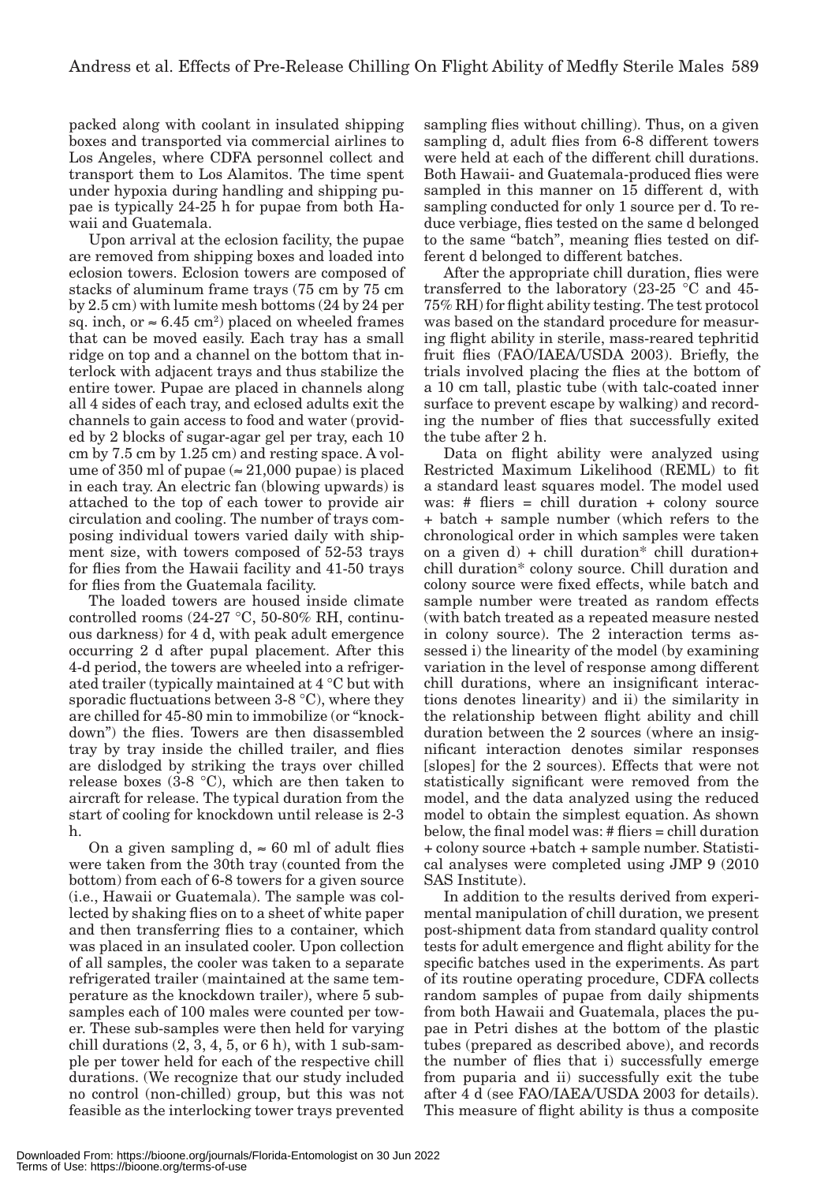packed along with coolant in insulated shipping boxes and transported via commercial airlines to Los Angeles, where CDFA personnel collect and transport them to Los Alamitos. The time spent under hypoxia during handling and shipping pupae is typically 24-25 h for pupae from both Hawaii and Guatemala.

Upon arrival at the eclosion facility, the pupae are removed from shipping boxes and loaded into eclosion towers. Eclosion towers are composed of stacks of aluminum frame trays (75 cm by 75 cm by 2.5 cm) with lumite mesh bottoms (24 by 24 per sq. inch, or ≈ 6.45 cm$^2$) placed on wheeled frames that can be moved easily. Each tray has a small ridge on top and a channel on the bottom that interlock with adjacent trays and thus stabilize the entire tower. Pupae are placed in channels along all 4 sides of each tray, and eclosed adults exit the channels to gain access to food and water (provided by 2 blocks of sugar-agar gel per tray, each 10 cm by 7.5 cm by 1.25 cm) and resting space. A volume of 350 ml of pupae (≈ 21,000 pupae) is placed in each tray. An electric fan (blowing upwards) is attached to the top of each tower to provide air circulation and cooling. The number of trays composing individual towers varied daily with shipment size, with towers composed of 52-53 trays for flies from the Hawaii facility and 41-50 trays for flies from the Guatemala facility.

The loaded towers are housed inside climate controlled rooms (24-27 °C, 50-80% RH, continuous darkness) for 4 d, with peak adult emergence occurring 2 d after pupal placement. After this 4-d period, the towers are wheeled into a refrigerated trailer (typically maintained at 4 °C but with sporadic fluctuations between 3-8 °C), where they are chilled for 45-80 min to immobilize (or "knockdown") the flies. Towers are then disassembled tray by tray inside the chilled trailer, and flies are dislodged by striking the trays over chilled release boxes (3-8 °C), which are then taken to aircraft for release. The typical duration from the start of cooling for knockdown until release is 2-3 h.

On a given sampling d, ≈ 60 ml of adult flies were taken from the 30th tray (counted from the bottom) from each of 6-8 towers for a given source (i.e., Hawaii or Guatemala). The sample was collected by shaking flies on to a sheet of white paper and then transferring flies to a container, which was placed in an insulated cooler. Upon collection of all samples, the cooler was taken to a separate refrigerated trailer (maintained at the same temperature as the knockdown trailer), where 5 sub-samples each of 100 males were counted per tower. These sub-samples were then held for varying chill durations (2, 3, 4, 5, or 6 h), with 1 sub-sample per tower held for each of the respective chill durations. (We recognize that our study included no control (non-chilled) group, but this was not feasible as the interlocking tower trays prevented sampling flies without chilling). Thus, on a given sampling d, adult flies from 6-8 different towers were held at each of the different chill durations. Both Hawaii- and Guatemala-produced flies were sampled in this manner on 15 different d, with sampling conducted for only 1 source per d. To reduce verbiage, flies tested on the same d belonged to the same "batch", meaning flies tested on different d belonged to different batches.

After the appropriate chill duration, flies were transferred to the laboratory (23-25 °C and 45-75% RH) for flight ability testing. The test protocol was based on the standard procedure for measuring flight ability in sterile, mass-reared tephritid fruit flies (FAO/IAEA/USDA 2003). Briefly, the trials involved placing the flies at the bottom of a 10 cm tall, plastic tube (with talc-coated inner surface to prevent escape by walking) and recording the number of flies that successfully exited the tube after 2 h.

Data on flight ability were analyzed using Restricted Maximum Likelihood (REML) to fit a standard least squares model. The model used was: # fliers = chill duration + colony source + batch + sample number (which refers to the chronological order in which samples were taken on a given d) + chill duration* chill duration+ chill duration* colony source. Chill duration and colony source were fixed effects, while batch and sample number were treated as random effects (with batch treated as a repeated measure nested in colony source). The 2 interaction terms assessed i) the linearity of the model (by examining variation in the level of response among different chill durations, where an insignificant interactions denotes linearity) and ii) the similarity in the relationship between flight ability and chill duration between the 2 sources (where an insignificant interaction denotes similar responses [slopes] for the 2 sources). Effects that were not statistically significant were removed from the model, and the data analyzed using the reduced model to obtain the simplest equation. As shown below, the final model was: # fliers = chill duration + colony source +batch + sample number. Statistical analyses were completed using JMP 9 (2010 SAS Institute).

In addition to the results derived from experimental manipulation of chill duration, we present post-shipment data from standard quality control tests for adult emergence and flight ability for the specific batches used in the experiments. As part of its routine operating procedure, CDFA collects random samples of pupae from daily shipments from both Hawaii and Guatemala, places the pupae in Petri dishes at the bottom of the plastic tubes (prepared as described above), and records the number of flies that i) successfully emerge from puparia and ii) successfully exit the tube after 4 d (see FAO/IAEA/USDA 2003 for details). This measure of flight ability is thus a composite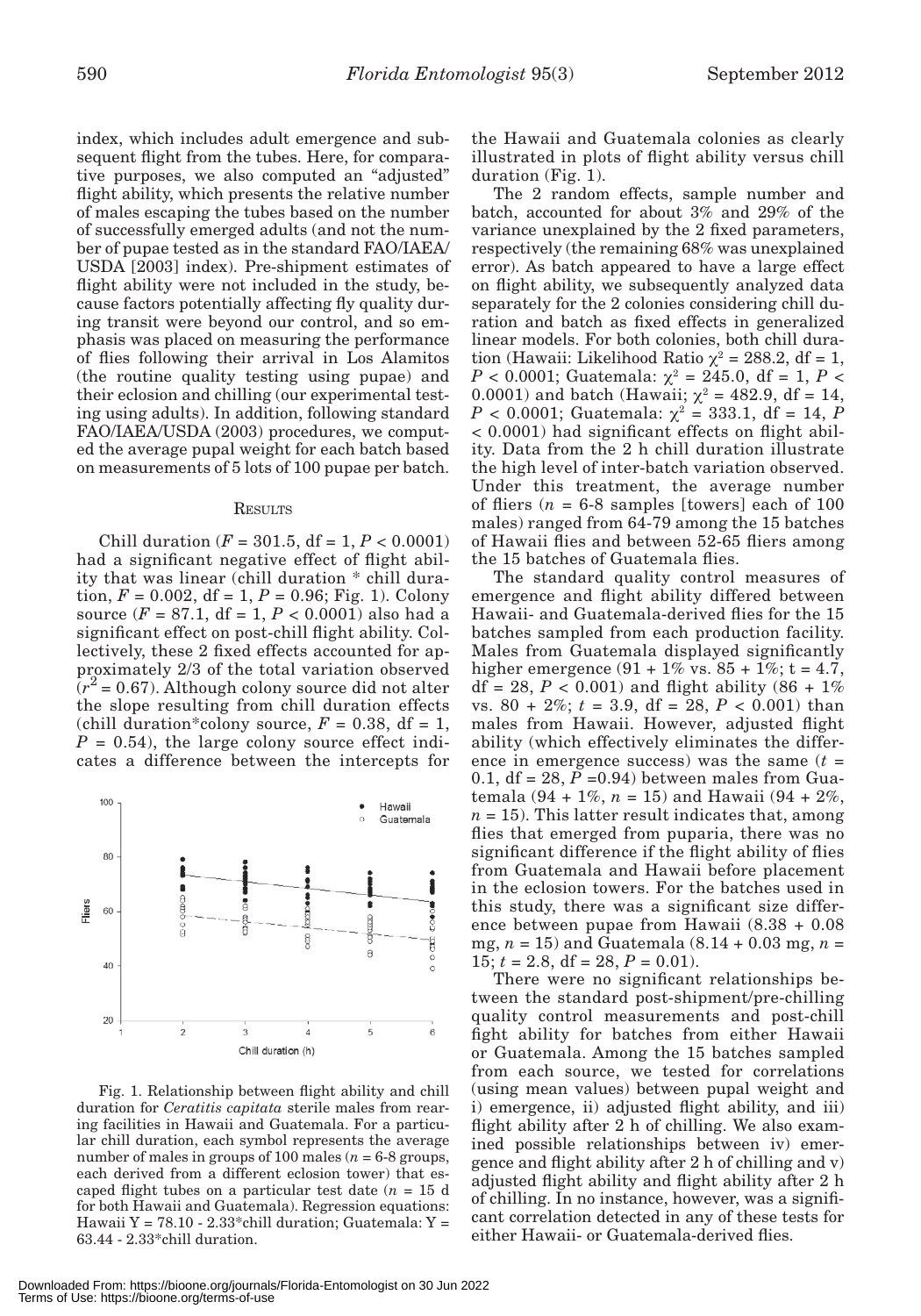index, which includes adult emergence and subsequent flight from the tubes. Here, for comparative purposes, we also computed an "adjusted" flight ability, which presents the relative number of males escaping the tubes based on the number of successfully emerged adults (and not the number of pupae tested as in the standard FAO/IAEA/USDA [2003] index). Pre-shipment estimates of flight ability were not included in the study, because factors potentially affecting fly quality during transit were beyond our control, and so emphasis was placed on measuring the performance of flies following their arrival in Los Alamitos (the routine quality testing using pupae) and their eclosion and chilling (our experimental testing using adults). In addition, following standard FAO/IAEA/USDA (2003) procedures, we computed the average pupal weight for each batch based on measurements of 5 lots of 100 pupae per batch.

## Results

Chill duration ($F = 301.5$, df = 1, $P < 0.0001$) had a significant negative effect of flight ability that was linear (chill duration * chill duration, $F = 0.002$, df = 1, $P = 0.96$; Fig. 1). Colony source ($F = 87.1$, df = 1, $P < 0.0001$) also had a significant effect on post-chill flight ability. Collectively, these 2 fixed effects accounted for approximately 2/3 of the total variation observed ($r^2 = 0.67$). Although colony source did not alter the slope resulting from chill duration effects (chill duration*colony source, $F = 0.38$, df = 1, $P = 0.54$), the large colony source effect indicates a difference between the intercepts for the Hawaii and Guatemala colonies as clearly illustrated in plots of flight ability versus chill duration (Fig. 1).

Fig. 1. Relationship between flight ability and chill duration for *Ceratitis capitata* sterile males from rearing facilities in Hawaii and Guatemala. For a particular chill duration, each symbol represents the average number of males in groups of 100 males ($n$ = 6-8 groups, each derived from a different eclosion tower) that escaped flight tubes on a particular test date ($n$ = 15 d for both Hawaii and Guatemala). Regression equations: Hawaii Y = 78.10 - 2.33*chill duration; Guatemala: Y = 63.44 - 2.33*chill duration.

The 2 random effects, sample number and batch, accounted for about 3% and 29% of the variance unexplained by the 2 fixed parameters, respectively (the remaining 68% was unexplained error). As batch appeared to have a large effect on flight ability, we subsequently analyzed data separately for the 2 colonies considering chill duration and batch as fixed effects in generalized linear models. For both colonies, both chill duration (Hawaii: Likelihood Ratio $\chi^2 = 288.2$, df = 1, $P < 0.0001$; Guatemala: $\chi^2 = 245.0$, df = 1, $P < 0.0001$) and batch (Hawaii; $\chi^2 = 482.9$, df = 14, $P < 0.0001$; Guatemala: $\chi^2 = 333.1$, df = 14, $P < 0.0001$) had significant effects on flight ability. Data from the 2 h chill duration illustrate the high level of inter-batch variation observed. Under this treatment, the average number of fliers ($n$ = 6-8 samples [towers] each of 100 males) ranged from 64-79 among the 15 batches of Hawaii flies and between 52-65 fliers among the 15 batches of Guatemala flies.

The standard quality control measures of emergence and flight ability differed between Hawaii- and Guatemala-derived flies for the 15 batches sampled from each production facility. Males from Guatemala displayed significantly higher emergence (91 + 1% vs. 85 + 1%; t = 4.7, df = 28, $P < 0.001$) and flight ability (86 + 1% vs. 80 + 2%; $t = 3.9$, df = 28, $P < 0.001$) than males from Hawaii. However, adjusted flight ability (which effectively eliminates the difference in emergence success) was the same ($t = 0.1$, df = 28, $P = 0.94$) between males from Guatemala (94 + 1%, $n = 15$) and Hawaii (94 + 2%, $n = 15$). This latter result indicates that, among flies that emerged from puparia, there was no significant difference if the flight ability of flies from Guatemala and Hawaii before placement in the eclosion towers. For the batches used in this study, there was a significant size difference between pupae from Hawaii (8.38 + 0.08 mg, $n = 15$) and Guatemala (8.14 + 0.03 mg, $n = 15$; $t = 2.8$, df = 28, $P = 0.01$).

There were no significant relationships between the standard post-shipment/pre-chilling quality control measurements and post-chill fight ability for batches from either Hawaii or Guatemala. Among the 15 batches sampled from each source, we tested for correlations (using mean values) between pupal weight and i) emergence, ii) adjusted flight ability, and iii) flight ability after 2 h of chilling. We also examined possible relationships between iv) emergence and flight ability after 2 h of chilling and v) adjusted flight ability and flight ability after 2 h of chilling. In no instance, however, was a significant correlation detected in any of these tests for either Hawaii- or Guatemala-derived flies.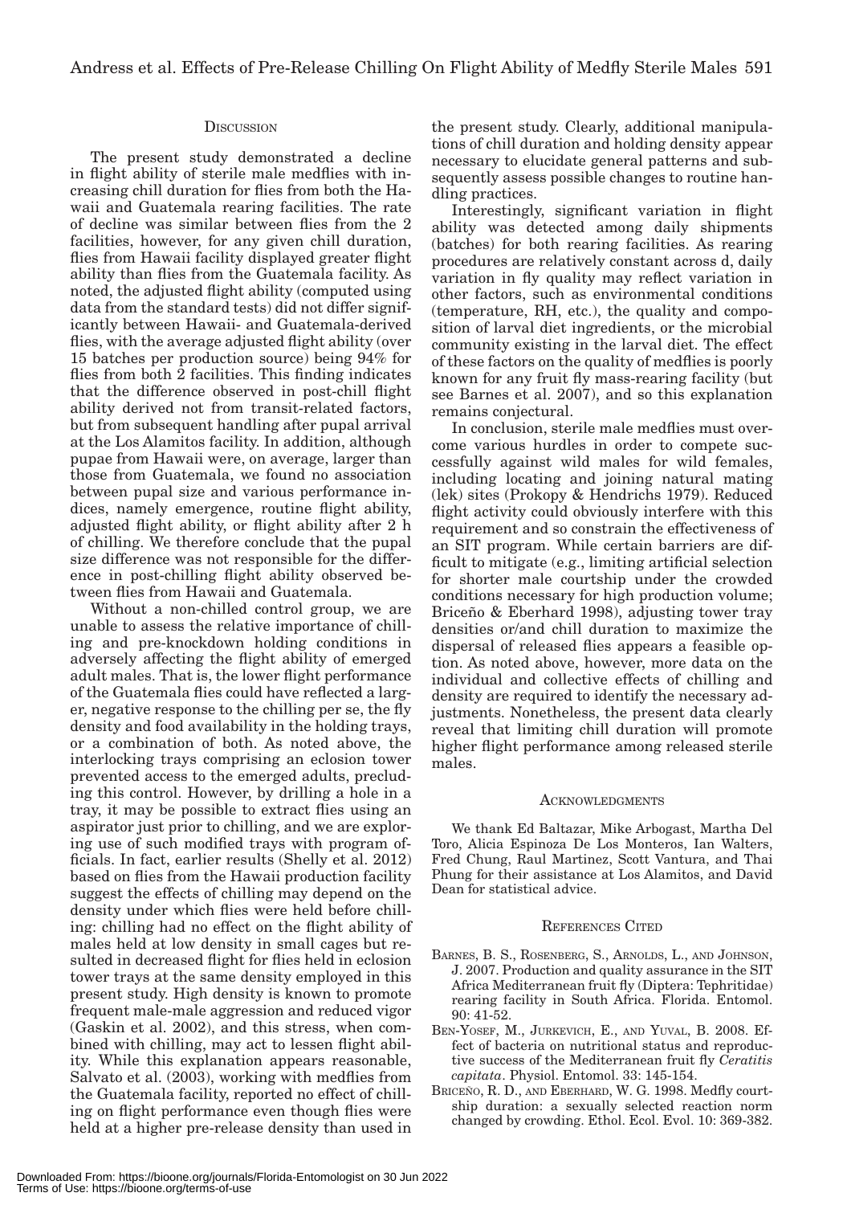## Discussion

The present study demonstrated a decline in flight ability of sterile male medflies with increasing chill duration for flies from both the Hawaii and Guatemala rearing facilities. The rate of decline was similar between flies from the 2 facilities, however, for any given chill duration, flies from Hawaii facility displayed greater flight ability than flies from the Guatemala facility. As noted, the adjusted flight ability (computed using data from the standard tests) did not differ significantly between Hawaii- and Guatemala-derived flies, with the average adjusted flight ability (over 15 batches per production source) being 94% for flies from both 2 facilities. This finding indicates that the difference observed in post-chill flight ability derived not from transit-related factors, but from subsequent handling after pupal arrival at the Los Alamitos facility. In addition, although pupae from Hawaii were, on average, larger than those from Guatemala, we found no association between pupal size and various performance indices, namely emergence, routine flight ability, adjusted flight ability, or flight ability after 2 h of chilling. We therefore conclude that the pupal size difference was not responsible for the difference in post-chilling flight ability observed between flies from Hawaii and Guatemala.

Without a non-chilled control group, we are unable to assess the relative importance of chilling and pre-knockdown holding conditions in adversely affecting the flight ability of emerged adult males. That is, the lower flight performance of the Guatemala flies could have reflected a larger, negative response to the chilling per se, the fly density and food availability in the holding trays, or a combination of both. As noted above, the interlocking trays comprising an eclosion tower prevented access to the emerged adults, precluding this control. However, by drilling a hole in a tray, it may be possible to extract flies using an aspirator just prior to chilling, and we are exploring use of such modified trays with program officials. In fact, earlier results (Shelly et al. 2012) based on flies from the Hawaii production facility suggest the effects of chilling may depend on the density under which flies were held before chilling: chilling had no effect on the flight ability of males held at low density in small cages but resulted in decreased flight for flies held in eclosion tower trays at the same density employed in this present study. High density is known to promote frequent male-male aggression and reduced vigor (Gaskin et al. 2002), and this stress, when combined with chilling, may act to lessen flight ability. While this explanation appears reasonable, Salvato et al. (2003), working with medflies from the Guatemala facility, reported no effect of chilling on flight performance even though flies were held at a higher pre-release density than used in the present study. Clearly, additional manipulations of chill duration and holding density appear necessary to elucidate general patterns and subsequently assess possible changes to routine handling practices.

Interestingly, significant variation in flight ability was detected among daily shipments (batches) for both rearing facilities. As rearing procedures are relatively constant across d, daily variation in fly quality may reflect variation in other factors, such as environmental conditions (temperature, RH, etc.), the quality and composition of larval diet ingredients, or the microbial community existing in the larval diet. The effect of these factors on the quality of medflies is poorly known for any fruit fly mass-rearing facility (but see Barnes et al. 2007), and so this explanation remains conjectural.

In conclusion, sterile male medflies must overcome various hurdles in order to compete successfully against wild males for wild females, including locating and joining natural mating (lek) sites (Prokopy & Hendrichs 1979). Reduced flight activity could obviously interfere with this requirement and so constrain the effectiveness of an SIT program. While certain barriers are difficult to mitigate (e.g., limiting artificial selection for shorter male courtship under the crowded conditions necessary for high production volume; Briceño & Eberhard 1998), adjusting tower tray densities or/and chill duration to maximize the dispersal of released flies appears a feasible option. As noted above, however, more data on the individual and collective effects of chilling and density are required to identify the necessary adjustments. Nonetheless, the present data clearly reveal that limiting chill duration will promote higher flight performance among released sterile males.

## Acknowledgments

We thank Ed Baltazar, Mike Arbogast, Martha Del Toro, Alicia Espinoza De Los Monteros, Ian Walters, Fred Chung, Raul Martinez, Scott Vantura, and Thai Phung for their assistance at Los Alamitos, and David Dean for statistical advice.

## References Cited

Barnes, B. S., Rosenberg, S., Arnolds, L., and Johnson, J. 2007. Production and quality assurance in the SIT Africa Mediterranean fruit fly (Diptera: Tephritidae) rearing facility in South Africa. Florida. Entomol. 90: 41-52.

Ben-Yosef, M., Jurkevich, E., and Yuval, B. 2008. Effect of bacteria on nutritional status and reproductive success of the Mediterranean fruit fly *Ceratitis capitata*. Physiol. Entomol. 33: 145-154.

Briceño, R. D., and Eberhard, W. G. 1998. Medfly courtship duration: a sexually selected reaction norm changed by crowding. Ethol. Ecol. Evol. 10: 369-382.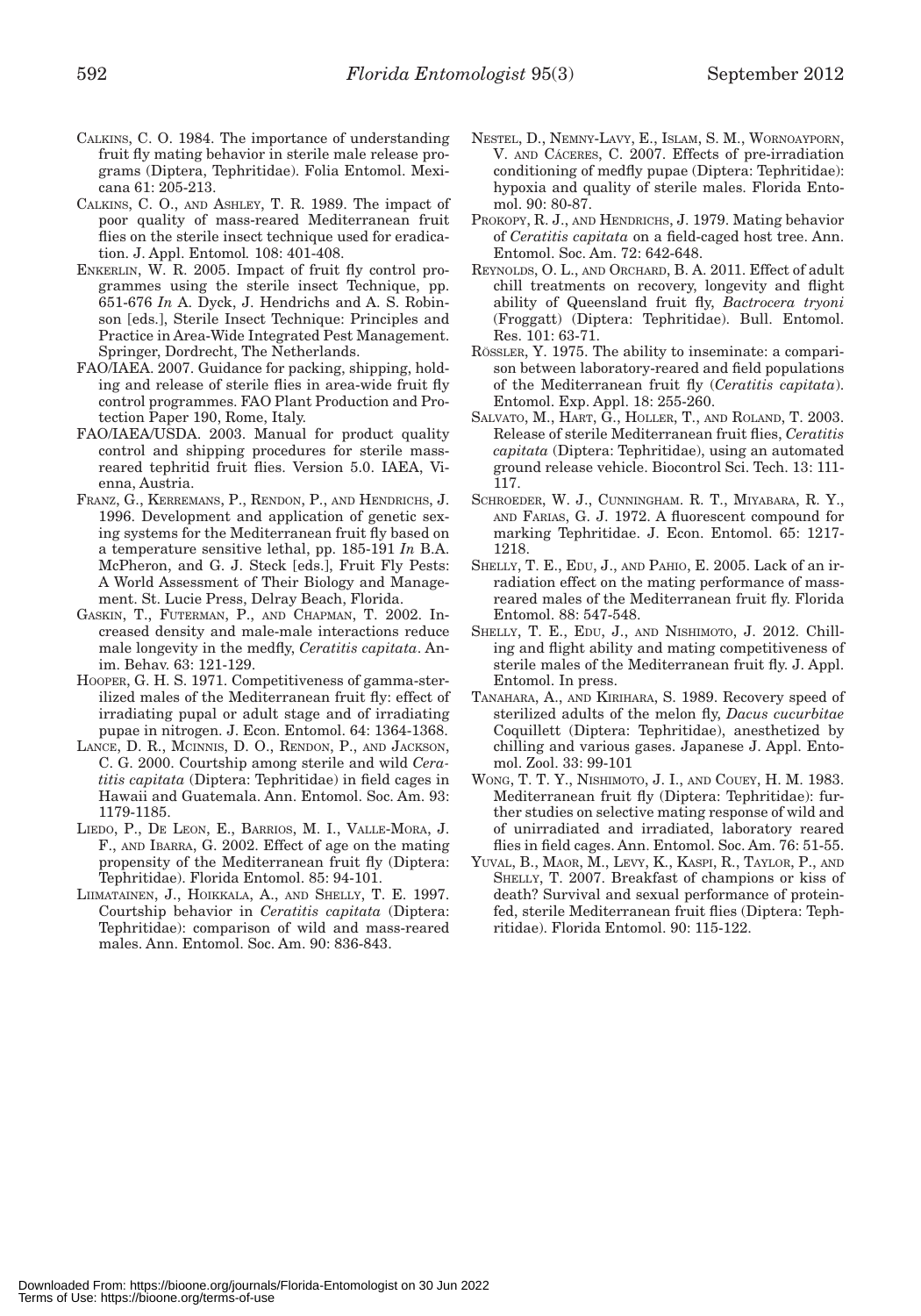CALKINS, C. O. 1984. The importance of understanding fruit fly mating behavior in sterile male release programs (Diptera, Tephritidae). Folia Entomol. Mexicana 61: 205-213.

CALKINS, C. O., AND ASHLEY, T. R. 1989. The impact of poor quality of mass-reared Mediterranean fruit flies on the sterile insect technique used for eradication. J. Appl. Entomol. 108: 401-408.

ENKERLIN, W. R. 2005. Impact of fruit fly control programmes using the sterile insect Technique, pp. 651-676 *In* A. Dyck, J. Hendrichs and A. S. Robinson [eds.], Sterile Insect Technique: Principles and Practice in Area-Wide Integrated Pest Management. Springer, Dordrecht, The Netherlands.

FAO/IAEA. 2007. Guidance for packing, shipping, holding and release of sterile flies in area-wide fruit fly control programmes. FAO Plant Production and Protection Paper 190, Rome, Italy.

FAO/IAEA/USDA. 2003. Manual for product quality control and shipping procedures for sterile mass-reared tephritid fruit flies. Version 5.0. IAEA, Vienna, Austria.

FRANZ, G., KERREMANS, P., RENDON, P., AND HENDRICHS, J. 1996. Development and application of genetic sexing systems for the Mediterranean fruit fly based on a temperature sensitive lethal, pp. 185-191 *In* B.A. McPheron, and G. J. Steck [eds.], Fruit Fly Pests: A World Assessment of Their Biology and Management. St. Lucie Press, Delray Beach, Florida.

GASKIN, T., FUTERMAN, P., AND CHAPMAN, T. 2002. Increased density and male-male interactions reduce male longevity in the medfly, *Ceratitis capitata*. Anim. Behav. 63: 121-129.

HOOPER, G. H. S. 1971. Competitiveness of gamma-sterilized males of the Mediterranean fruit fly: effect of irradiating pupal or adult stage and of irradiating pupae in nitrogen. J. Econ. Entomol. 64: 1364-1368.

LANCE, D. R., MCINNIS, D. O., RENDON, P., AND JACKSON, C. G. 2000. Courtship among sterile and wild *Ceratitis capitata* (Diptera: Tephritidae) in field cages in Hawaii and Guatemala. Ann. Entomol. Soc. Am. 93: 1179-1185.

LIEDO, P., DE LEON, E., BARRIOS, M. I., VALLE-MORA, J. F., AND IBARRA, G. 2002. Effect of age on the mating propensity of the Mediterranean fruit fly (Diptera: Tephritidae). Florida Entomol. 85: 94-101.

LIIMATAINEN, J., HOIKKALA, A., AND SHELLY, T. E. 1997. Courtship behavior in *Ceratitis capitata* (Diptera: Tephritidae): comparison of wild and mass-reared males. Ann. Entomol. Soc. Am. 90: 836-843.

NESTEL, D., NEMNY-LAVY, E., ISLAM, S. M., WORNOAYPORN, V. AND CÁCERES, C. 2007. Effects of pre-irradiation conditioning of medfly pupae (Diptera: Tephritidae): hypoxia and quality of sterile males. Florida Entomol. 90: 80-87.

PROKOPY, R. J., AND HENDRICHS, J. 1979. Mating behavior of *Ceratitis capitata* on a field-caged host tree. Ann. Entomol. Soc. Am. 72: 642-648.

REYNOLDS, O. L., AND ORCHARD, B. A. 2011. Effect of adult chill treatments on recovery, longevity and flight ability of Queensland fruit fly, *Bactrocera tryoni* (Froggatt) (Diptera: Tephritidae). Bull. Entomol. Res. 101: 63-71.

RÖSSLER, Y. 1975. The ability to inseminate: a comparison between laboratory-reared and field populations of the Mediterranean fruit fly (*Ceratitis capitata*). Entomol. Exp. Appl. 18: 255-260.

SALVATO, M., HART, G., HOLLER, T., AND ROLAND, T. 2003. Release of sterile Mediterranean fruit flies, *Ceratitis capitata* (Diptera: Tephritidae), using an automated ground release vehicle. Biocontrol Sci. Tech. 13: 111-117.

SCHROEDER, W. J., CUNNINGHAM. R. T., MIYABARA, R. Y., AND FARIAS, G. J. 1972. A fluorescent compound for marking Tephritidae. J. Econ. Entomol. 65: 1217-1218.

SHELLY, T. E., EDU, J., AND PAHIO, E. 2005. Lack of an irradiation effect on the mating performance of mass-reared males of the Mediterranean fruit fly. Florida Entomol. 88: 547-548.

SHELLY, T. E., EDU, J., AND NISHIMOTO, J. 2012. Chilling and flight ability and mating competitiveness of sterile males of the Mediterranean fruit fly. J. Appl. Entomol. In press.

TANAHARA, A., AND KIRIHARA, S. 1989. Recovery speed of sterilized adults of the melon fly, *Dacus cucurbitae* Coquillett (Diptera: Tephritidae), anesthetized by chilling and various gases. Japanese J. Appl. Entomol. Zool. 33: 99-101

WONG, T. T. Y., NISHIMOTO, J. I., AND COUEY, H. M. 1983. Mediterranean fruit fly (Diptera: Tephritidae): further studies on selective mating response of wild and of unirradiated and irradiated, laboratory reared flies in field cages. Ann. Entomol. Soc. Am. 76: 51-55.

YUVAL, B., MAOR, M., LEVY, K., KASPI, R., TAYLOR, P., AND SHELLY, T. 2007. Breakfast of champions or kiss of death? Survival and sexual performance of protein-fed, sterile Mediterranean fruit flies (Diptera: Tephritidae). Florida Entomol. 90: 115-122.